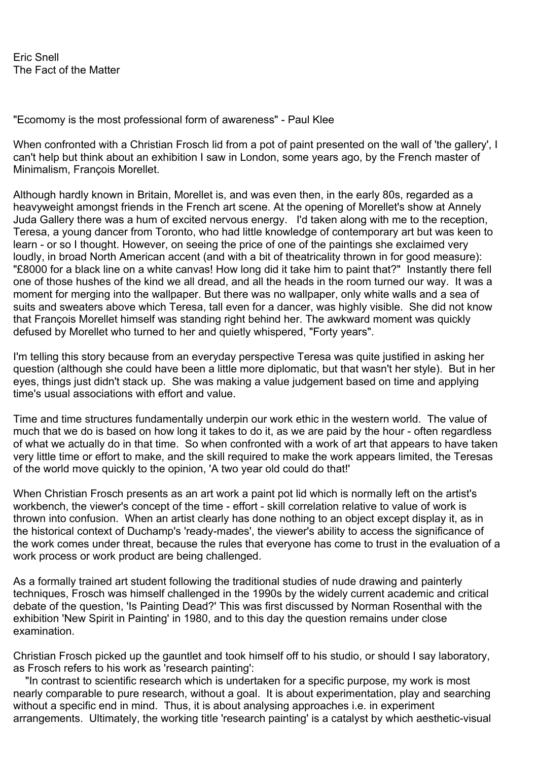Eric Snell
The Fact of the Matter

"Ecomomy is the most professional form of awareness" - Paul Klee

When confronted with a Christian Frosch lid from a pot of paint presented on the wall of 'the gallery', I can't help but think about an exhibition I saw in London, some years ago, by the French master of Minimalism, François Morellet.

Although hardly known in Britain, Morellet is, and was even then, in the early 80s, regarded as a heavyweight amongst friends in the French art scene. At the opening of Morellet's show at Annely Juda Gallery there was a hum of excited nervous energy. I'd taken along with me to the reception, Teresa, a young dancer from Toronto, who had little knowledge of contemporary art but was keen to learn - or so I thought. However, on seeing the price of one of the paintings she exclaimed very loudly, in broad North American accent (and with a bit of theatricality thrown in for good measure): "£8000 for a black line on a white canvas! How long did it take him to paint that?" Instantly there fell one of those hushes of the kind we all dread, and all the heads in the room turned our way. It was a moment for merging into the wallpaper. But there was no wallpaper, only white walls and a sea of suits and sweaters above which Teresa, tall even for a dancer, was highly visible. She did not know that François Morellet himself was standing right behind her. The awkward moment was quickly defused by Morellet who turned to her and quietly whispered, "Forty years".

I'm telling this story because from an everyday perspective Teresa was quite justified in asking her question (although she could have been a little more diplomatic, but that wasn't her style). But in her eyes, things just didn't stack up. She was making a value judgement based on time and applying time's usual associations with effort and value.

Time and time structures fundamentally underpin our work ethic in the western world. The value of much that we do is based on how long it takes to do it, as we are paid by the hour - often regardless of what we actually do in that time. So when confronted with a work of art that appears to have taken very little time or effort to make, and the skill required to make the work appears limited, the Teresas of the world move quickly to the opinion, 'A two year old could do that!'

When Christian Frosch presents as an art work a paint pot lid which is normally left on the artist's workbench, the viewer's concept of the time - effort - skill correlation relative to value of work is thrown into confusion. When an artist clearly has done nothing to an object except display it, as in the historical context of Duchamp's 'ready-mades', the viewer's ability to access the significance of the work comes under threat, because the rules that everyone has come to trust in the evaluation of a work process or work product are being challenged.

As a formally trained art student following the traditional studies of nude drawing and painterly techniques, Frosch was himself challenged in the 1990s by the widely current academic and critical debate of the question, 'Is Painting Dead?' This was first discussed by Norman Rosenthal with the exhibition 'New Spirit in Painting' in 1980, and to this day the question remains under close examination.

Christian Frosch picked up the gauntlet and took himself off to his studio, or should I say laboratory, as Frosch refers to his work as 'research painting':

"In contrast to scientific research which is undertaken for a specific purpose, my work is most nearly comparable to pure research, without a goal. It is about experimentation, play and searching without a specific end in mind. Thus, it is about analysing approaches i.e. in experiment arrangements. Ultimately, the working title 'research painting' is a catalyst by which aesthetic-visual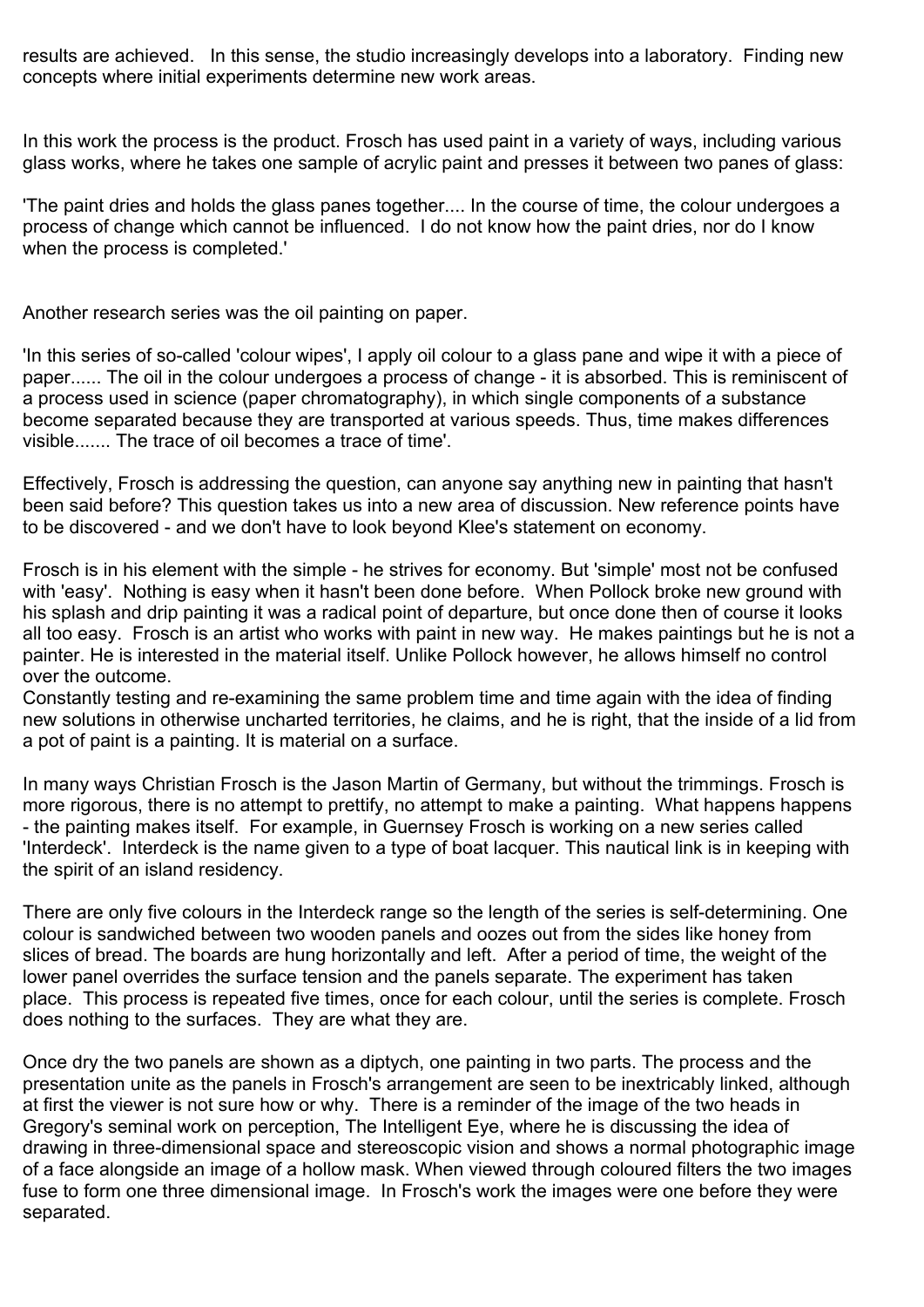results are achieved. In this sense, the studio increasingly develops into a laboratory. Finding new concepts where initial experiments determine new work areas.

In this work the process is the product. Frosch has used paint in a variety of ways, including various glass works, where he takes one sample of acrylic paint and presses it between two panes of glass:

'The paint dries and holds the glass panes together.... In the course of time, the colour undergoes a process of change which cannot be influenced. I do not know how the paint dries, nor do I know when the process is completed.'

Another research series was the oil painting on paper.

'In this series of so-called 'colour wipes', I apply oil colour to a glass pane and wipe it with a piece of paper...... The oil in the colour undergoes a process of change - it is absorbed. This is reminiscent of a process used in science (paper chromatography), in which single components of a substance become separated because they are transported at various speeds. Thus, time makes differences visible....... The trace of oil becomes a trace of time'.

Effectively, Frosch is addressing the question, can anyone say anything new in painting that hasn't been said before? This question takes us into a new area of discussion. New reference points have to be discovered - and we don't have to look beyond Klee's statement on economy.

Frosch is in his element with the simple - he strives for economy. But 'simple' most not be confused with 'easy'. Nothing is easy when it hasn't been done before. When Pollock broke new ground with his splash and drip painting it was a radical point of departure, but once done then of course it looks all too easy. Frosch is an artist who works with paint in new way. He makes paintings but he is not a painter. He is interested in the material itself. Unlike Pollock however, he allows himself no control over the outcome.
Constantly testing and re-examining the same problem time and time again with the idea of finding new solutions in otherwise uncharted territories, he claims, and he is right, that the inside of a lid from a pot of paint is a painting. It is material on a surface.

In many ways Christian Frosch is the Jason Martin of Germany, but without the trimmings. Frosch is more rigorous, there is no attempt to prettify, no attempt to make a painting. What happens happens - the painting makes itself. For example, in Guernsey Frosch is working on a new series called 'Interdeck'. Interdeck is the name given to a type of boat lacquer. This nautical link is in keeping with the spirit of an island residency.

There are only five colours in the Interdeck range so the length of the series is self-determining. One colour is sandwiched between two wooden panels and oozes out from the sides like honey from slices of bread. The boards are hung horizontally and left. After a period of time, the weight of the lower panel overrides the surface tension and the panels separate. The experiment has taken place. This process is repeated five times, once for each colour, until the series is complete. Frosch does nothing to the surfaces. They are what they are.

Once dry the two panels are shown as a diptych, one painting in two parts. The process and the presentation unite as the panels in Frosch's arrangement are seen to be inextricably linked, although at first the viewer is not sure how or why. There is a reminder of the image of the two heads in Gregory's seminal work on perception, The Intelligent Eye, where he is discussing the idea of drawing in three-dimensional space and stereoscopic vision and shows a normal photographic image of a face alongside an image of a hollow mask. When viewed through coloured filters the two images fuse to form one three dimensional image. In Frosch's work the images were one before they were separated.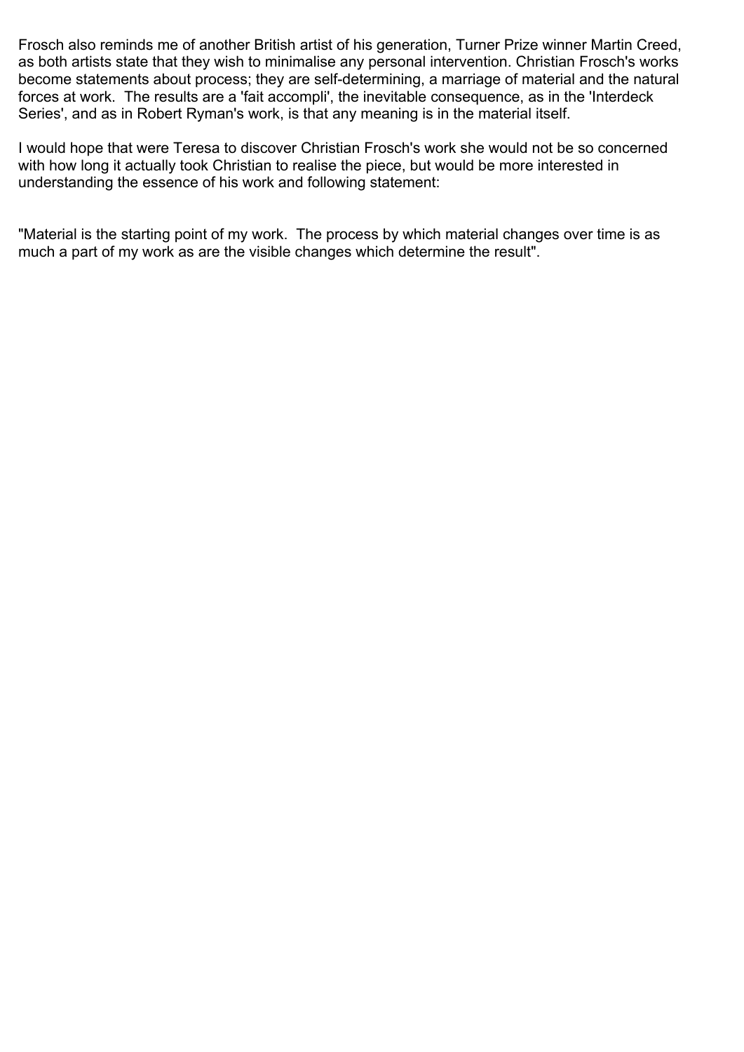Frosch also reminds me of another British artist of his generation, Turner Prize winner Martin Creed, as both artists state that they wish to minimalise any personal intervention. Christian Frosch's works become statements about process; they are self-determining, a marriage of material and the natural forces at work. The results are a 'fait accompli', the inevitable consequence, as in the 'Interdeck Series', and as in Robert Ryman's work, is that any meaning is in the material itself.

I would hope that were Teresa to discover Christian Frosch's work she would not be so concerned with how long it actually took Christian to realise the piece, but would be more interested in understanding the essence of his work and following statement:

"Material is the starting point of my work. The process by which material changes over time is as much a part of my work as are the visible changes which determine the result".